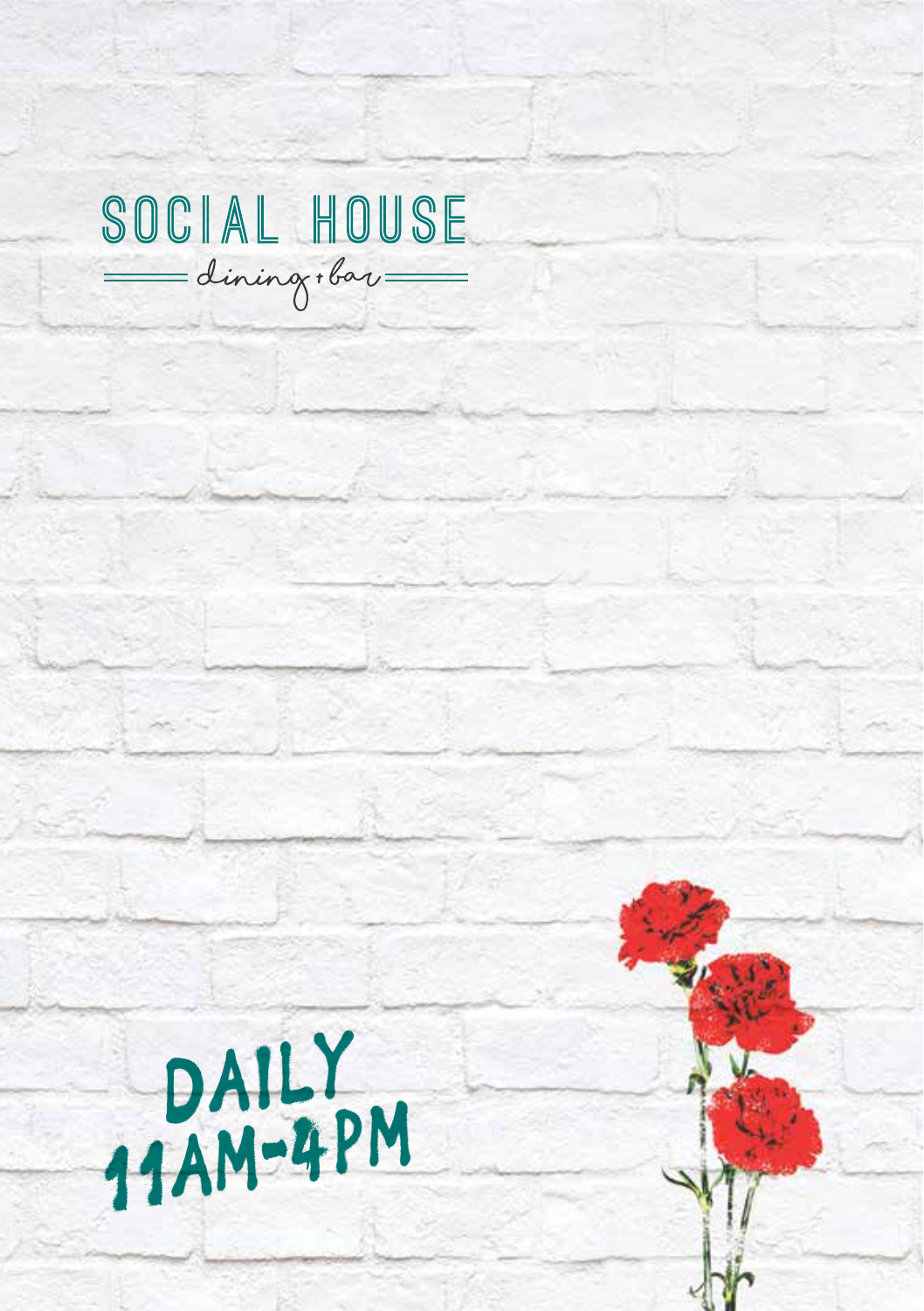# SOCIAL HOUSE

dining + bar

## DAILY 11AM-4PM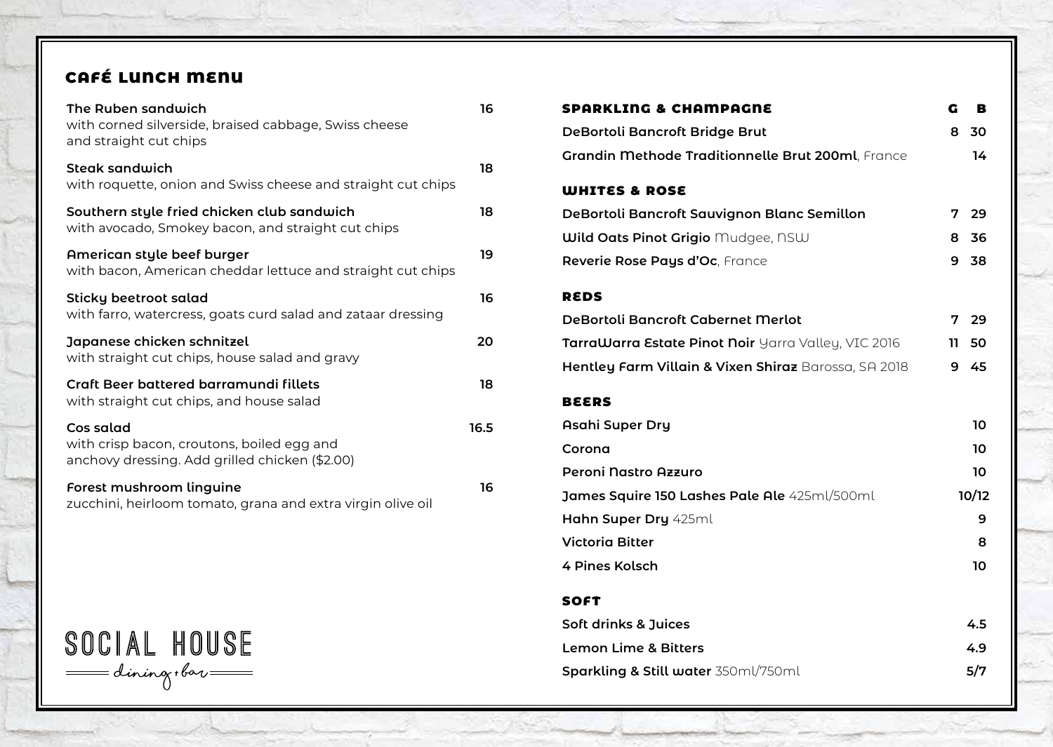# CAFÉ LUNCH MENU

| Item | Price |
|---|---|
| **The Ruben sandwich**<br>with corned silverside, braised cabbage, Swiss cheese and straight cut chips | 16 |
| **Steak sandwich**<br>with roquette, onion and Swiss cheese and straight cut chips | 18 |
| **Southern style fried chicken club sandwich**<br>with avocado, Smokey bacon, and straight cut chips | 18 |
| **American style beef burger**<br>with bacon, American cheddar lettuce and straight cut chips | 19 |
| **Sticky beetroot salad**<br>with farro, watercress, goats curd salad and zataar dressing | 16 |
| **Japanese chicken schnitzel**<br>with straight cut chips, house salad and gravy | 20 |
| **Craft Beer battered barramundi fillets**<br>with straight cut chips, and house salad | 18 |
| **Cos salad**<br>with crisp bacon, croutons, boiled egg and anchovy dressing. Add grilled chicken ($2.00) | 16.5 |
| **Forest mushroom linguine**<br>zucchini, heirloom tomato, grana and extra virgin olive oil | 16 |

SOCIAL HOUSE
dining + bar

| SPARKLING & CHAMPAGNE | G | B |
|---|---|---|
| **DeBortoli Bancroft Bridge Brut** | 8 | 30 |
| **Grandin Methode Traditionnelle Brut 200ml**, France | | 14 |
| **WHITES & ROSE** | | |
| **DeBortoli Bancroft Sauvignon Blanc Semillon** | 7 | 29 |
| **Wild Oats Pinot Grigio** Mudgee, NSW | 8 | 36 |
| **Reverie Rose Pays d'Oc**, France | 9 | 38 |
| **REDS** | | |
| **DeBortoli Bancroft Cabernet Merlot** | 7 | 29 |
| **TarraWarra Estate Pinot Noir** Yarra Valley, VIC 2016 | 11 | 50 |
| **Hentley Farm Villain & Vixen Shiraz** Barossa, SA 2018 | 9 | 45 |

| BEERS | |
|---|---|
| **Asahi Super Dry** | 10 |
| **Corona** | 10 |
| **Peroni Nastro Azzuro** | 10 |
| **James Squire 150 Lashes Pale Ale** 425ml/500ml | 10/12 |
| **Hahn Super Dry** 425ml | 9 |
| **Victoria Bitter** | 8 |
| **4 Pines Kolsch** | 10 |

| SOFT | |
|---|---|
| **Soft drinks & Juices** | 4.5 |
| **Lemon Lime & Bitters** | 4.9 |
| **Sparkling & Still water** 350ml/750ml | 5/7 |